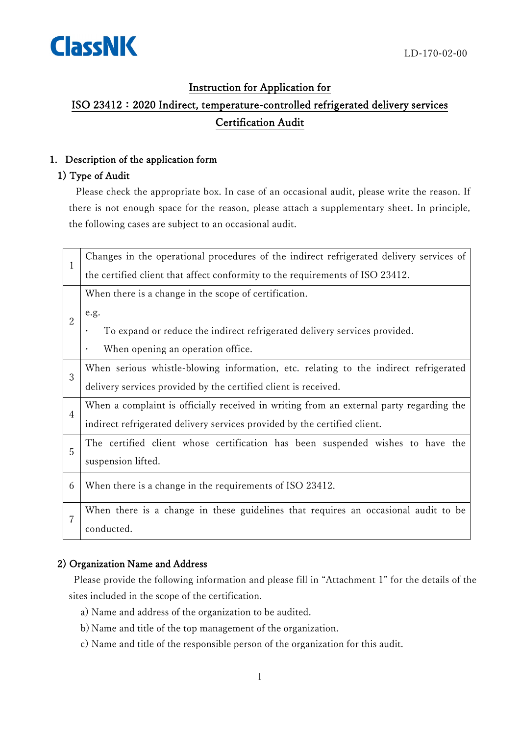ClassNK

LD-170-02-00

# Instruction for Application for ISO 23412：2020 Indirect, temperature-controlled refrigerated delivery services Certification Audit

## 1. Description of the application form

### 1) Type of Audit

Please check the appropriate box. In case of an occasional audit, please write the reason. If there is not enough space for the reason, please attach a supplementary sheet. In principle, the following cases are subject to an occasional audit.

| | |
|---|---|
| 1 | Changes in the operational procedures of the indirect refrigerated delivery services of the certified client that affect conformity to the requirements of ISO 23412. |
| 2 | When there is a change in the scope of certification.<br>e.g.<br>・ To expand or reduce the indirect refrigerated delivery services provided.<br>・ When opening an operation office. |
| 3 | When serious whistle-blowing information, etc. relating to the indirect refrigerated delivery services provided by the certified client is received. |
| 4 | When a complaint is officially received in writing from an external party regarding the indirect refrigerated delivery services provided by the certified client. |
| 5 | The certified client whose certification has been suspended wishes to have the suspension lifted. |
| 6 | When there is a change in the requirements of ISO 23412. |
| 7 | When there is a change in these guidelines that requires an occasional audit to be conducted. |

### 2) Organization Name and Address

Please provide the following information and please fill in "Attachment 1" for the details of the sites included in the scope of the certification.

a) Name and address of the organization to be audited.

b) Name and title of the top management of the organization.

c) Name and title of the responsible person of the organization for this audit.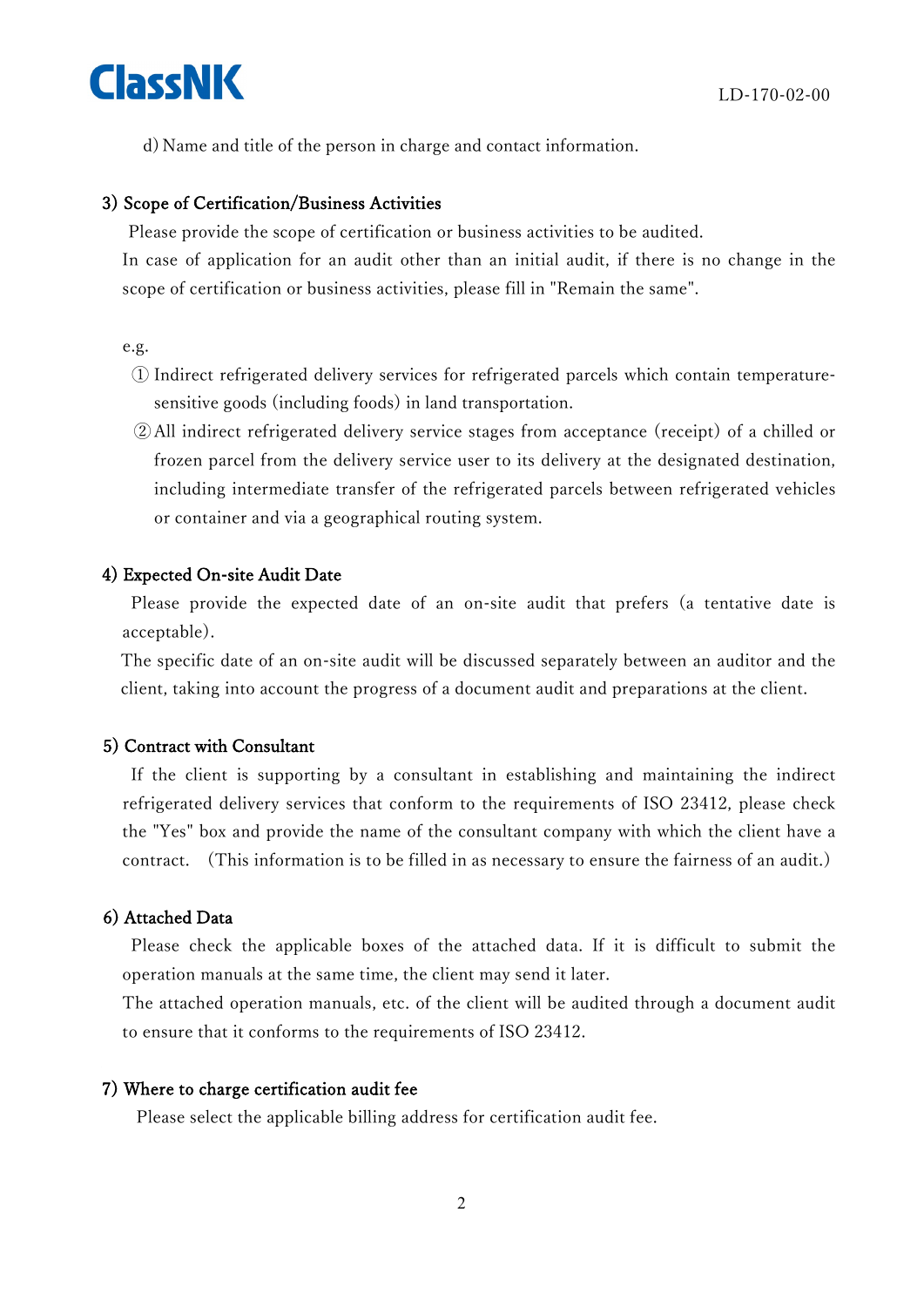d) Name and title of the person in charge and contact information.

### 3) Scope of Certification/Business Activities

Please provide the scope of certification or business activities to be audited.

In case of application for an audit other than an initial audit, if there is no change in the scope of certification or business activities, please fill in "Remain the same".

e.g.

① Indirect refrigerated delivery services for refrigerated parcels which contain temperature-sensitive goods (including foods) in land transportation.

② All indirect refrigerated delivery service stages from acceptance (receipt) of a chilled or frozen parcel from the delivery service user to its delivery at the designated destination, including intermediate transfer of the refrigerated parcels between refrigerated vehicles or container and via a geographical routing system.

### 4) Expected On-site Audit Date

Please provide the expected date of an on-site audit that prefers (a tentative date is acceptable).

The specific date of an on-site audit will be discussed separately between an auditor and the client, taking into account the progress of a document audit and preparations at the client.

### 5) Contract with Consultant

If the client is supporting by a consultant in establishing and maintaining the indirect refrigerated delivery services that conform to the requirements of ISO 23412, please check the "Yes" box and provide the name of the consultant company with which the client have a contract. （This information is to be filled in as necessary to ensure the fairness of an audit.）

### 6) Attached Data

Please check the applicable boxes of the attached data. If it is difficult to submit the operation manuals at the same time, the client may send it later.

The attached operation manuals, etc. of the client will be audited through a document audit to ensure that it conforms to the requirements of ISO 23412.

### 7) Where to charge certification audit fee

Please select the applicable billing address for certification audit fee.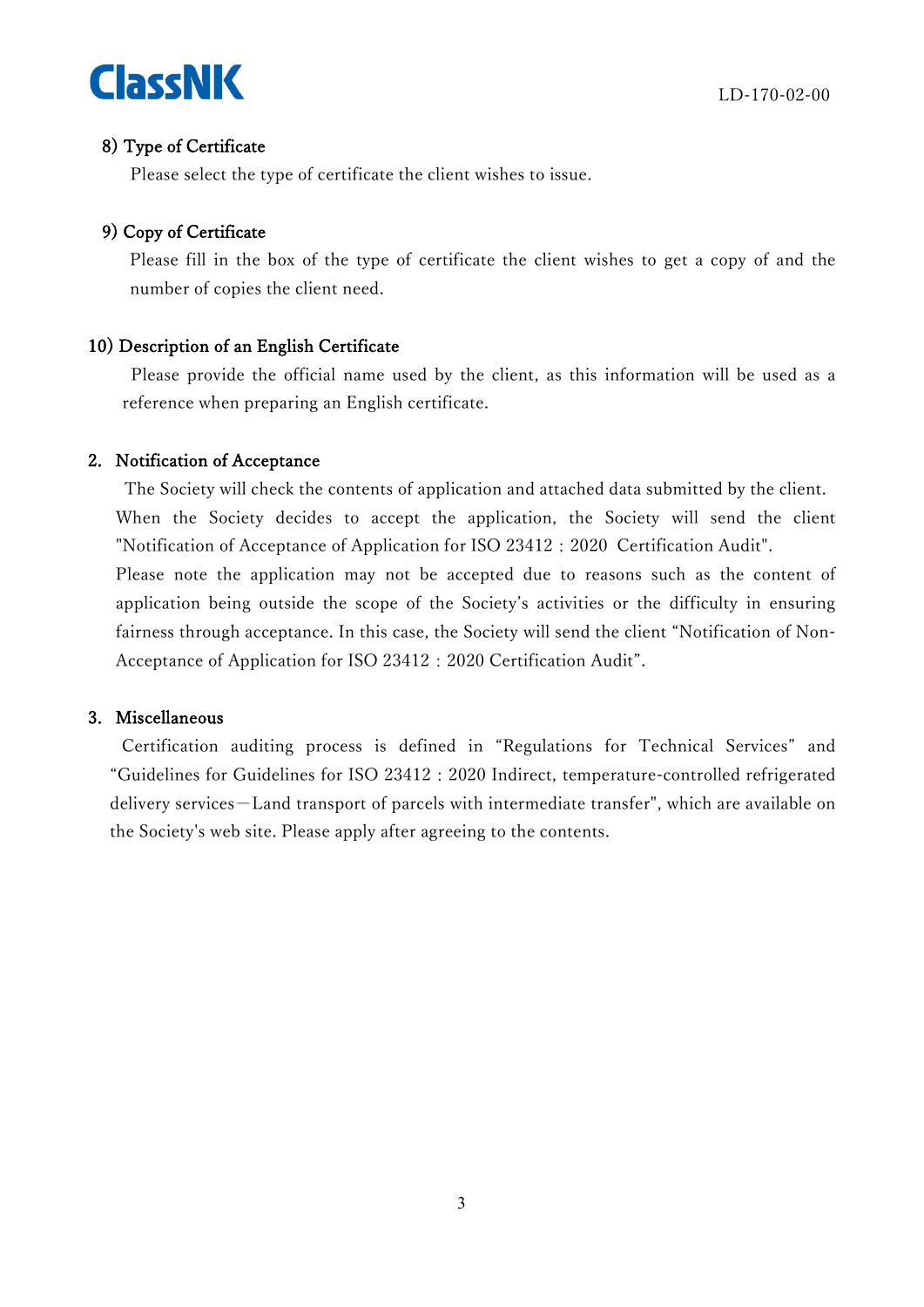#### 8) Type of Certificate

Please select the type of certificate the client wishes to issue.

#### 9) Copy of Certificate

Please fill in the box of the type of certificate the client wishes to get a copy of and the number of copies the client need.

#### 10) Description of an English Certificate

Please provide the official name used by the client, as this information will be used as a reference when preparing an English certificate.

## 2. Notification of Acceptance

The Society will check the contents of application and attached data submitted by the client. When the Society decides to accept the application, the Society will send the client "Notification of Acceptance of Application for ISO 23412 : 2020 Certification Audit".

Please note the application may not be accepted due to reasons such as the content of application being outside the scope of the Society's activities or the difficulty in ensuring fairness through acceptance. In this case, the Society will send the client "Notification of Non-Acceptance of Application for ISO 23412 : 2020 Certification Audit".

## 3. Miscellaneous

Certification auditing process is defined in "Regulations for Technical Services" and "Guidelines for Guidelines for ISO 23412 : 2020 Indirect, temperature-controlled refrigerated delivery services―Land transport of parcels with intermediate transfer", which are available on the Society's web site. Please apply after agreeing to the contents.